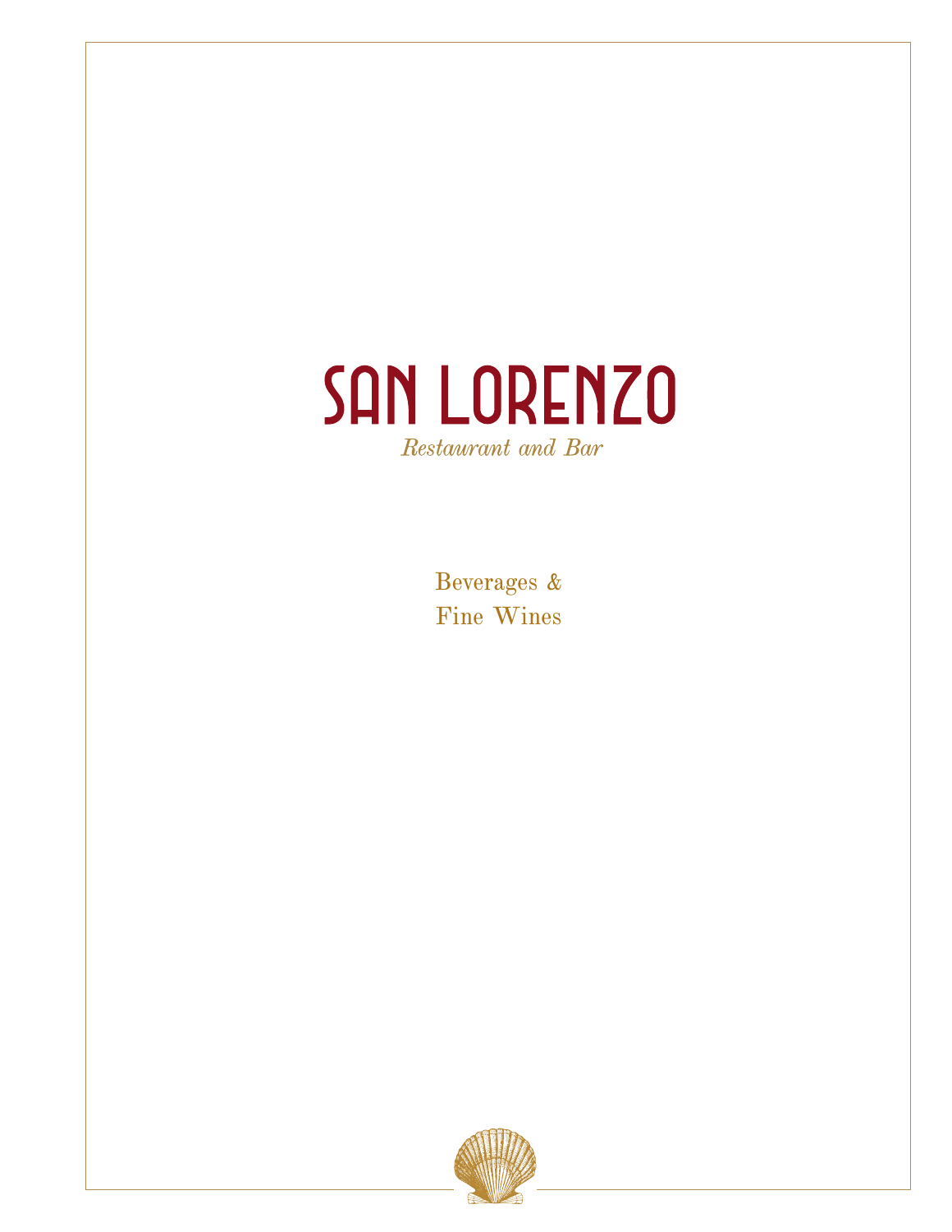# SAN LORENZO

*Restaurant and Bar*

Beverages &
Fine Wines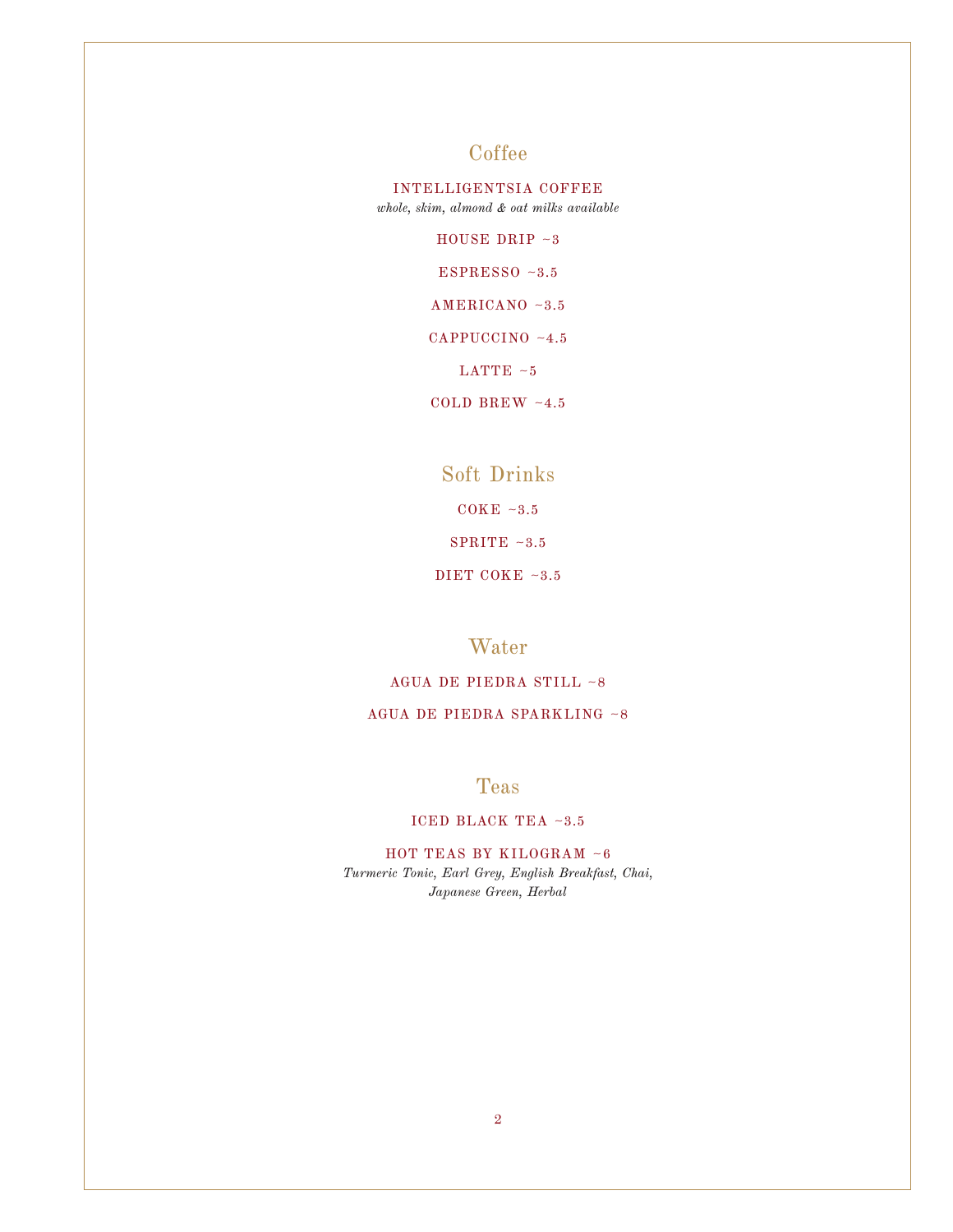## Coffee

INTELLIGENTSIA COFFEE
*whole, skim, almond & oat milks available*

HOUSE DRIP ~3

ESPRESSO ~3.5

AMERICANO ~3.5

CAPPUCCINO ~4.5

LATTE ~5

COLD BREW ~4.5

## Soft Drinks

COKE ~3.5

SPRITE ~3.5

DIET COKE ~3.5

## Water

AGUA DE PIEDRA STILL ~8

AGUA DE PIEDRA SPARKLING ~8

## Teas

ICED BLACK TEA ~3.5

HOT TEAS BY KILOGRAM ~6
*Turmeric Tonic, Earl Grey, English Breakfast, Chai, Japanese Green, Herbal*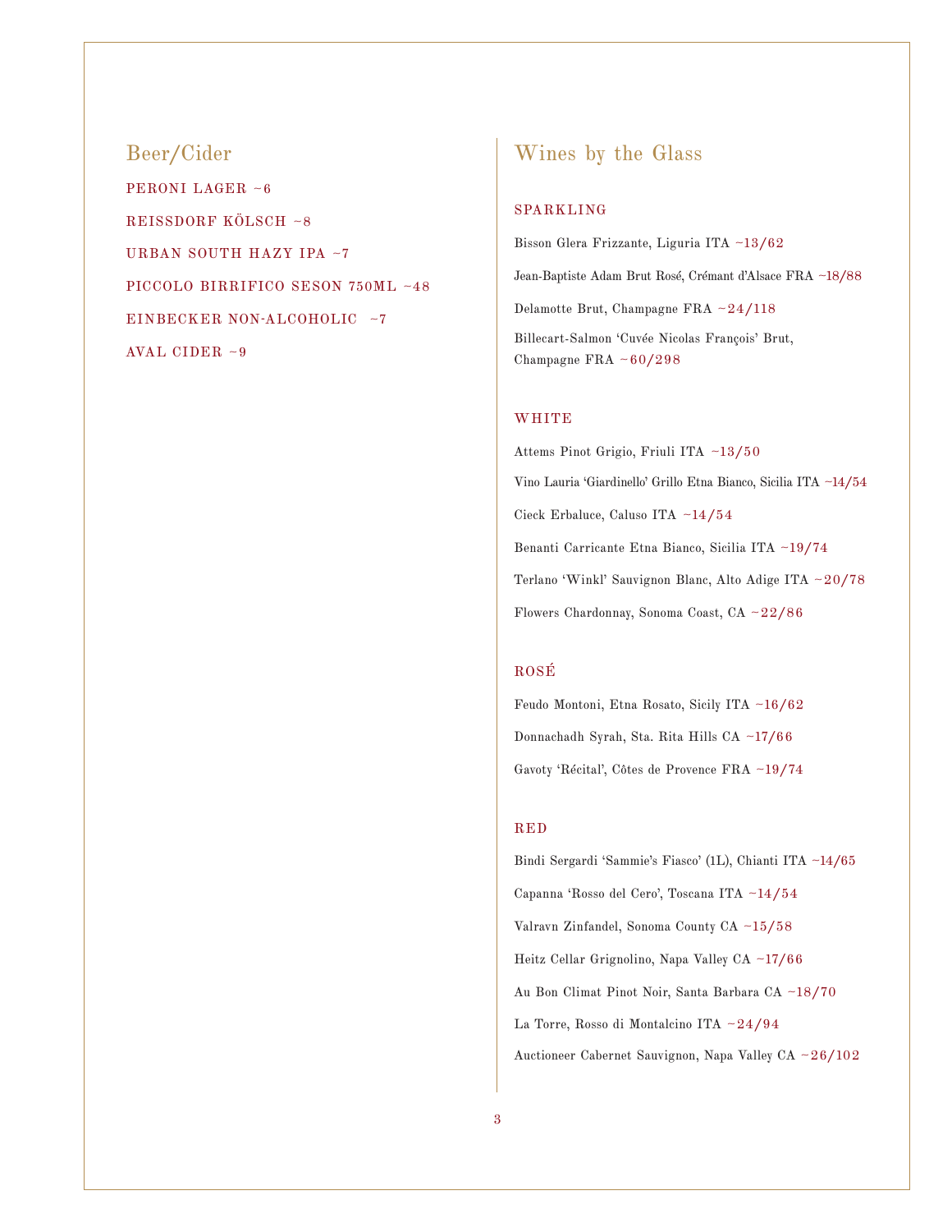## Beer/Cider

PERONI LAGER ~6

REISSDORF KÖLSCH ~8

URBAN SOUTH HAZY IPA ~7

PICCOLO BIRRIFICO SESON 750ML ~48

EINBECKER NON-ALCOHOLIC ~7

AVAL CIDER ~9

## Wines by the Glass

### SPARKLING

Bisson Glera Frizzante, Liguria ITA ~13/62

Jean-Baptiste Adam Brut Rosé, Crémant d'Alsace FRA ~18/88

Delamotte Brut, Champagne FRA ~24/118

Billecart-Salmon 'Cuvée Nicolas François' Brut, Champagne FRA ~60/298

### WHITE

Attems Pinot Grigio, Friuli ITA ~13/50

Vino Lauria 'Giardinello' Grillo Etna Bianco, Sicilia ITA ~14/54

Cieck Erbaluce, Caluso ITA ~14/54

Benanti Carricante Etna Bianco, Sicilia ITA ~19/74

Terlano 'Winkl' Sauvignon Blanc, Alto Adige ITA ~20/78

Flowers Chardonnay, Sonoma Coast, CA ~22/86

### ROSÉ

Feudo Montoni, Etna Rosato, Sicily ITA ~16/62

Donnachadh Syrah, Sta. Rita Hills CA ~17/66

Gavoty 'Récital', Côtes de Provence FRA ~19/74

### RED

Bindi Sergardi 'Sammie's Fiasco' (1L), Chianti ITA ~14/65

Capanna 'Rosso del Cero', Toscana ITA ~14/54

Valravn Zinfandel, Sonoma County CA ~15/58

Heitz Cellar Grignolino, Napa Valley CA ~17/66

Au Bon Climat Pinot Noir, Santa Barbara CA ~18/70

La Torre, Rosso di Montalcino ITA ~24/94

Auctioneer Cabernet Sauvignon, Napa Valley CA ~26/102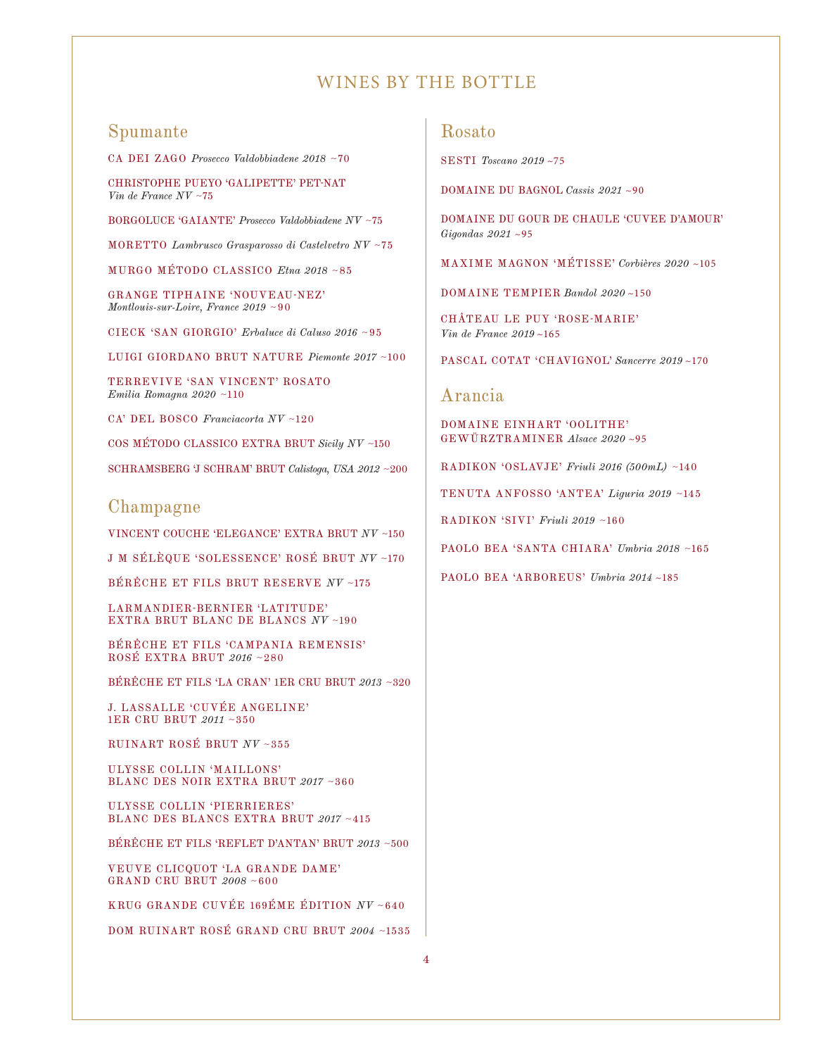# WINES BY THE BOTTLE

## Spumante

CA DEI ZAGO *Prosecco Valdobbiadene 2018* ~70

CHRISTOPHE PUEYO 'GALIPETTE' PET-NAT
*Vin de France NV* ~75

BORGOLUCE 'GAIANTE' *Prosecco Valdobbiadene NV* ~75

MORETTO *Lambrusco Grasparosso di Castelvetro NV* ~75

MURGO MÉTODO CLASSICO *Etna 2018* ~85

GRANGE TIPHAINE 'NOUVEAU-NEZ'
*Montlouis-sur-Loire, France 2019* ~90

CIECK 'SAN GIORGIO' *Erbaluce di Caluso 2016* ~95

LUIGI GIORDANO BRUT NATURE *Piemonte 2017* ~100

TERREVIVE 'SAN VINCENT' ROSATO
*Emilia Romagna 2020* ~110

CA' DEL BOSCO *Franciacorta NV* ~120

COS MÉTODO CLASSICO EXTRA BRUT *Sicily NV* ~150

SCHRAMSBERG 'J SCHRAM' BRUT *Calistoga, USA 2012* ~200

## Champagne

VINCENT COUCHE 'ELEGANCE' EXTRA BRUT *NV* ~150

J M SÉLÈQUE 'SOLESSENCE' ROSÉ BRUT *NV* ~170

BÉRÊCHE ET FILS BRUT RESERVE *NV* ~175

LARMANDIER-BERNIER 'LATITUDE'
EXTRA BRUT BLANC DE BLANCS *NV* ~190

BÉRÊCHE ET FILS 'CAMPANIA REMENSIS'
ROSÉ EXTRA BRUT *2016* ~280

BÉRÊCHE ET FILS 'LA CRAN' 1ER CRU BRUT *2013* ~320

J. LASSALLE 'CUVÉE ANGELINE'
1ER CRU BRUT *2011* ~350

RUINART ROSÉ BRUT *NV* ~355

ULYSSE COLLIN 'MAILLONS'
BLANC DES NOIR EXTRA BRUT *2017* ~360

ULYSSE COLLIN 'PIERRIERES'
BLANC DES BLANCS EXTRA BRUT *2017* ~415

BÉRÊCHE ET FILS 'REFLET D'ANTAN' BRUT *2013* ~500

VEUVE CLICQUOT 'LA GRANDE DAME'
GRAND CRU BRUT *2008* ~600

KRUG GRANDE CUVÉE 169ÉME ÉDITION *NV* ~640

DOM RUINART ROSÉ GRAND CRU BRUT *2004* ~1535

## Rosato

SESTI *Toscano 2019* ~75

DOMAINE DU BAGNOL *Cassis 2021* ~90

DOMAINE DU GOUR DE CHAULE 'CUVEE D'AMOUR'
*Gigondas 2021* ~95

MAXIME MAGNON 'MÉTISSE' *Corbières 2020* ~105

DOMAINE TEMPIER *Bandol 2020* ~150

CHÂTEAU LE PUY 'ROSE-MARIE'
*Vin de France 2019* ~165

PASCAL COTAT 'CHAVIGNOL' *Sancerre 2019* ~170

## Arancia

DOMAINE EINHART 'OOLITHE'
GEWÜRZTRAMINER *Alsace 2020* ~95

RADIKON 'OSLAVJE' *Friuli 2016 (500mL)* ~140

TENUTA ANFOSSO 'ANTEA' *Liguria 2019* ~145

RADIKON 'SIVI' *Friuli 2019* ~160

PAOLO BEA 'SANTA CHIARA' *Umbria 2018* ~165

PAOLO BEA 'ARBOREUS' *Umbria 2014* ~185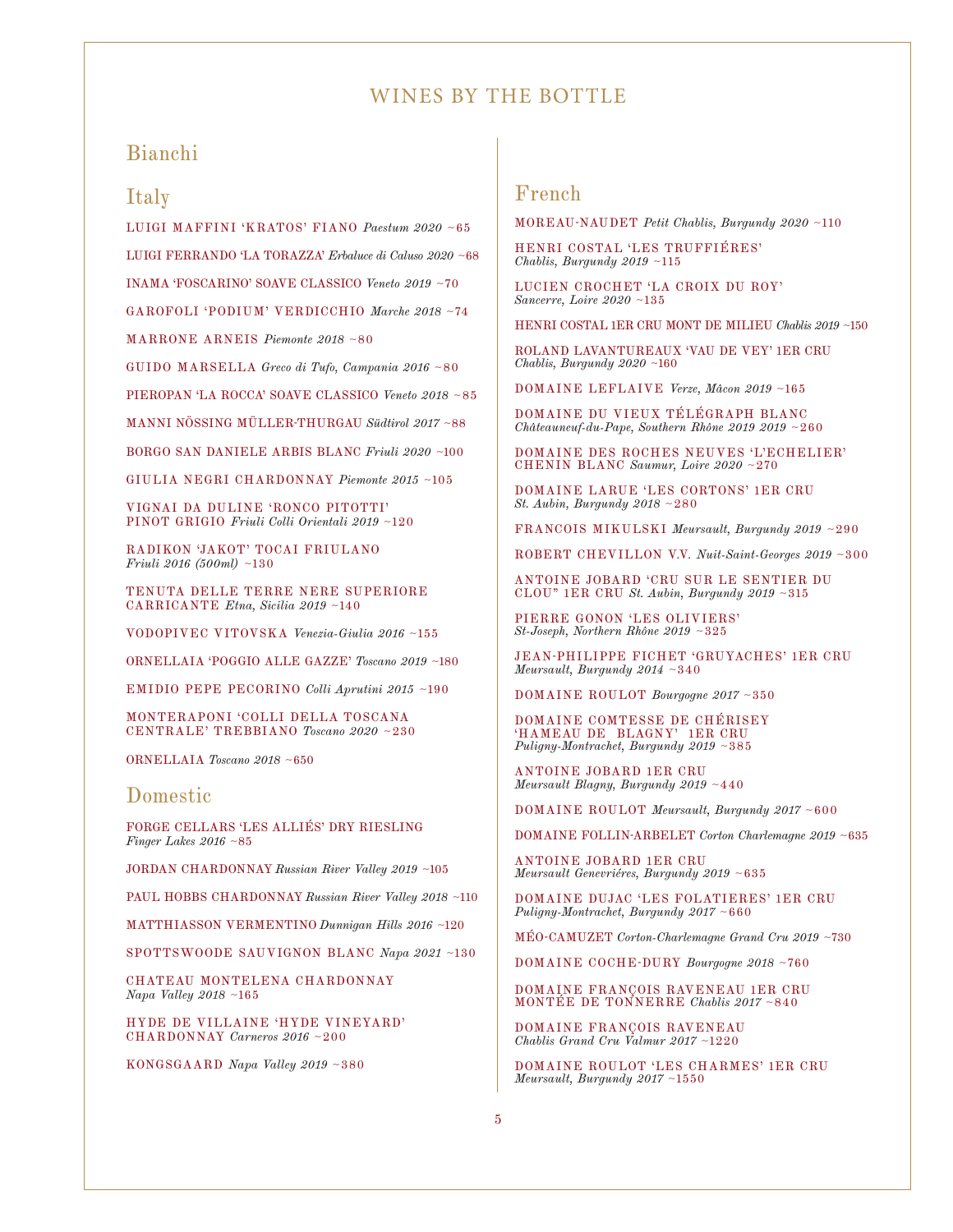# WINES BY THE BOTTLE

## Bianchi

### Italy

LUIGI MAFFINI 'KRATOS' FIANO *Paestum 2020* ~65

LUIGI FERRANDO 'LA TORAZZA' *Erbaluce di Caluso 2020* ~68

INAMA 'FOSCARINO' SOAVE CLASSICO *Veneto 2019* ~70

GAROFOLI 'PODIUM' VERDICCHIO *Marche 2018* ~74

MARRONE ARNEIS *Piemonte 2018* ~80

GUIDO MARSELLA *Greco di Tufo, Campania 2016* ~80

PIEROPAN 'LA ROCCA' SOAVE CLASSICO *Veneto 2018* ~85

MANNI NÖSSING MÜLLER-THURGAU *Südtirol 2017* ~88

BORGO SAN DANIELE ARBIS BLANC *Friuli 2020* ~100

GIULIA NEGRI CHARDONNAY *Piemonte 2015* ~105

VIGNAI DA DULINE 'RONCO PITOTTI' PINOT GRIGIO *Friuli Colli Orientali 2019* ~120

RADIKON 'JAKOT' TOCAI FRIULANO *Friuli 2016 (500ml)* ~130

TENUTA DELLE TERRE NERE SUPERIORE CARRICANTE *Etna, Sicilia 2019* ~140

VODOPIVEC VITOVSKA *Venezia-Giulia 2016* ~155

ORNELLAIA 'POGGIO ALLE GAZZE' *Toscano 2019* ~180

EMIDIO PEPE PECORINO *Colli Aprutini 2015* ~190

MONTERAPONI 'COLLI DELLA TOSCANA CENTRALE' TREBBIANO *Toscano 2020* ~230

ORNELLAIA *Toscano 2018* ~650

### Domestic

FORGE CELLARS 'LES ALLIÉS' DRY RIESLING *Finger Lakes 2016* ~85

JORDAN CHARDONNAY *Russian River Valley 2019* ~105

PAUL HOBBS CHARDONNAY *Russian River Valley 2018* ~110

MATTHIASSON VERMENTINO *Dunnigan Hills 2016* ~120

SPOTTSWOODE SAUVIGNON BLANC *Napa 2021* ~130

CHATEAU MONTELENA CHARDONNAY *Napa Valley 2018* ~165

HYDE DE VILLAINE 'HYDE VINEYARD' CHARDONNAY *Carneros 2016* ~200

KONGSGAARD *Napa Valley 2019* ~380

### French

MOREAU-NAUDET *Petit Chablis, Burgundy 2020* ~110

HENRI COSTAL 'LES TRUFFIÉRES' *Chablis, Burgundy 2019* ~115

LUCIEN CROCHET 'LA CROIX DU ROY' *Sancerre, Loire 2020* ~135

HENRI COSTAL 1ER CRU MONT DE MILIEU *Chablis 2019* ~150

ROLAND LAVANTUREAUX 'VAU DE VEY' 1ER CRU *Chablis, Burgundy 2020* ~160

DOMAINE LEFLAIVE *Verze, Mâcon 2019* ~165

DOMAINE DU VIEUX TÉLÉGRAPH BLANC *Châteauneuf-du-Pape, Southern Rhône 2019 2019* ~260

DOMAINE DES ROCHES NEUVES 'L'ECHELIER' CHENIN BLANC *Saumur, Loire 2020* ~270

DOMAINE LARUE 'LES CORTONS' 1ER CRU *St. Aubin, Burgundy 2018* ~280

FRANCOIS MIKULSKI *Meursault, Burgundy 2019* ~290

ROBERT CHEVILLON V.V. *Nuit-Saint-Georges 2019* ~300

ANTOINE JOBARD 'CRU SUR LE SENTIER DU CLOU" 1ER CRU *St. Aubin, Burgundy 2019* ~315

PIERRE GONON 'LES OLIVIERS' *St-Joseph, Northern Rhône 2019* ~325

JEAN-PHILIPPE FICHET 'GRUYACHES' 1ER CRU *Meursault, Burgundy 2014* ~340

DOMAINE ROULOT *Bourgogne 2017* ~350

DOMAINE COMTESSE DE CHÉRISEY 'HAMEAU DE BLAGNY' 1ER CRU *Puligny-Montrachet, Burgundy 2019* ~385

ANTOINE JOBARD 1ER CRU *Meursault Blagny, Burgundy 2019* ~440

DOMAINE ROULOT *Meursault, Burgundy 2017* ~600

DOMAINE FOLLIN-ARBELET *Corton Charlemagne 2019* ~635

ANTOINE JOBARD 1ER CRU *Meursault Genevriéres, Burgundy 2019* ~635

DOMAINE DUJAC 'LES FOLATIERES' 1ER CRU *Puligny-Montrachet, Burgundy 2017* ~660

MÉO-CAMUZET *Corton-Charlemagne Grand Cru 2019* ~730

DOMAINE COCHE-DURY *Bourgogne 2018* ~760

DOMAINE FRANÇOIS RAVENEAU 1ER CRU MONTÉE DE TONNERRE *Chablis 2017* ~840

DOMAINE FRANÇOIS RAVENEAU *Chablis Grand Cru Valmur 2017* ~1220

DOMAINE ROULOT 'LES CHARMES' 1ER CRU *Meursault, Burgundy 2017* ~1550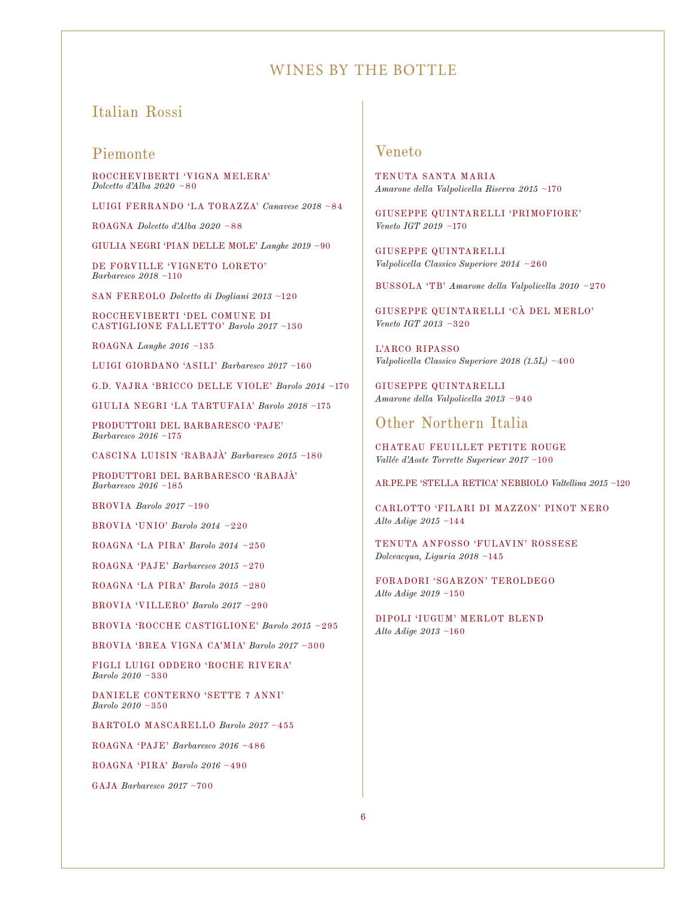# WINES BY THE BOTTLE

## Italian Rossi

### Piemonte

ROCCHEVIBERTI 'VIGNA MELERA'
*Dolcetto d'Alba 2020* ~80

LUIGI FERRANDO 'LA TORAZZA' *Canavese 2018* ~84

ROAGNA *Dolcetto d'Alba 2020* ~88

GIULIA NEGRI 'PIAN DELLE MOLE' *Langhe 2019* ~90

DE FORVILLE 'VIGNETO LORETO'
*Barbaresco 2018* ~110

SAN FEREOLO *Dolcetto di Dogliani 2013* ~120

ROCCHEVIBERTI 'DEL COMUNE DI CASTIGLIONE FALLETTO' *Barolo 2017* ~130

ROAGNA *Langhe 2016* ~135

LUIGI GIORDANO 'ASILI' *Barbaresco 2017* ~160

G.D. VAJRA 'BRICCO DELLE VIOLE' *Barolo 2014* ~170

GIULIA NEGRI 'LA TARTUFAIA' *Barolo 2018* ~175

PRODUTTORI DEL BARBARESCO 'PAJE'
*Barbaresco 2016* ~175

CASCINA LUISIN 'RABAJÀ' *Barbaresco 2015* ~180

PRODUTTORI DEL BARBARESCO 'RABAJÀ'
*Barbaresco 2016* ~185

BROVIA *Barolo 2017* ~190

BROVIA 'UNIO' *Barolo 2014* ~220

ROAGNA 'LA PIRA' *Barolo 2014* ~250

ROAGNA 'PAJE' *Barbaresco 2015* ~270

ROAGNA 'LA PIRA' *Barolo 2015* ~280

BROVIA 'VILLERO' *Barolo 2017* ~290

BROVIA 'ROCCHE CASTIGLIONE' *Barolo 2015* ~295

BROVIA 'BREA VIGNA CA'MIA' *Barolo 2017* ~300

FIGLI LUIGI ODDERO 'ROCHE RIVERA'
*Barolo 2010* ~330

DANIELE CONTERNO 'SETTE 7 ANNI'
*Barolo 2010* ~350

BARTOLO MASCARELLO *Barolo 2017* ~455

ROAGNA 'PAJE' *Barbaresco 2016* ~486

ROAGNA 'PIRA' *Barolo 2016* ~490

GAJA *Barbaresco 2017* ~700

### Veneto

TENUTA SANTA MARIA
*Amarone della Valpolicella Riserva 2015* ~170

GIUSEPPE QUINTARELLI 'PRIMOFIORE'
*Veneto IGT 2019* ~170

GIUSEPPE QUINTARELLI
*Valpolicella Classico Superiore 2014* ~260

BUSSOLA 'TB' *Amarone della Valpolicella 2010* ~270

GIUSEPPE QUINTARELLI 'CÀ DEL MERLO'
*Veneto IGT 2013* ~320

L'ARCO RIPASSO
*Valpolicella Classico Superiore 2018 (1.5L)* ~400

GIUSEPPE QUINTARELLI
*Amarone della Valpolicella 2013* ~940

### Other Northern Italia

CHATEAU FEUILLET PETITE ROUGE
*Vallée d'Aoste Torrette Superieur 2017* ~100

AR.PE.PE 'STELLA RETICA' NEBBIOLO *Valtellina 2015* ~120

CARLOTTO 'FILARI DI MAZZON' PINOT NERO
*Alto Adige 2015* ~144

TENUTA ANFOSSO 'FULAVIN' ROSSESE
*Dolceacqua, Liguria 2018* ~145

FORADORI 'SGARZON' TEROLDEGO
*Alto Adige 2019* ~150

DIPOLI 'IUGUM' MERLOT BLEND
*Alto Adige 2013* ~160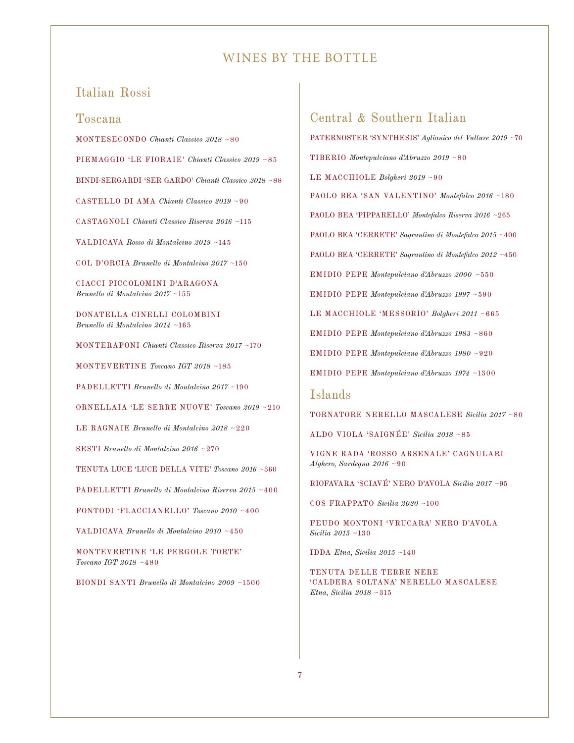# WINES BY THE BOTTLE

## Italian Rossi

### Toscana

MONTESECONDO *Chianti Classico 2018* ~80

PIEMAGGIO 'LE FIORAIE' *Chianti Classico 2019* ~85

BINDI-SERGARDI 'SER GARDO' *Chianti Classico 2018* ~88

CASTELLO DI AMA *Chianti Classico 2019* ~90

CASTAGNOLI *Chianti Classico Riserva 2016* ~115

VALDICAVA *Rosso di Montalcino 2019* ~145

COL D'ORCIA *Brunello di Montalcino 2017* ~150

CIACCI PICCOLOMINI D'ARAGONA *Brunello di Montalcino 2017* ~155

DONATELLA CINELLI COLOMBINI *Brunello di Montalcino 2014* ~165

MONTERAPONI *Chianti Classico Riserva 2017* ~170

MONTEVERTINE *Toscano IGT 2018* ~185

PADELLETTI *Brunello di Montalcino 2017* ~190

ORNELLAIA 'LE SERRE NUOVE' *Toscano 2019* ~210

LE RAGNAIE *Brunello di Montalcino 2018* ~220

SESTI *Brunello di Montalcino 2016* ~270

TENUTA LUCE 'LUCE DELLA VITE' *Toscano 2016* ~360

PADELLETTI *Brunello di Montalcino Riserva 2015* ~400

FONTODI 'FLACCIANELLO' *Toscano 2010* ~400

VALDICAVA *Brunello di Montalcino 2010* ~450

MONTEVERTINE 'LE PERGOLE TORTE' *Toscano IGT 2018* ~480

BIONDI SANTI *Brunello di Montalcino 2009* ~1500

### Central & Southern Italian

PATERNOSTER 'SYNTHESIS' *Aglianico del Vulture 2019* ~70

TIBERIO *Montepulciano d'Abruzzo 2019* ~80

LE MACCHIOLE *Bolgheri 2019* ~90

PAOLO BEA 'SAN VALENTINO' *Montefalco 2016* ~180

PAOLO BEA 'PIPPARELLO' *Montefalco Riserva 2016* ~265

PAOLO BEA 'CERRETE' *Sagrantino di Montefalco 2015* ~400

PAOLO BEA 'CERRETE' *Sagrantino di Montefalco 2012* ~450

EMIDIO PEPE *Montepulciano d'Abruzzo 2000* ~550

EMIDIO PEPE *Montepulciano d'Abruzzo 1997* ~590

LE MACCHIOLE 'MESSORIO' *Bolgheri 2011* ~665

EMIDIO PEPE *Montepulciano d'Abruzzo 1983* ~860

EMIDIO PEPE *Montepulciano d'Abruzzo 1980* ~920

EMIDIO PEPE *Montepulciano d'Abruzzo 1974* ~1300

### Islands

TORNATORE NERELLO MASCALESE *Sicilia 2017* ~80

ALDO VIOLA 'SAIGNÉE' *Sicilia 2018* ~85

VIGNE RADA 'ROSSO ARSENALE' CAGNULARI *Alghero, Sardegna 2016* ~90

RIOFAVARA 'SCIAVÉ' NERO D'AVOLA *Sicilia 2017* ~95

COS FRAPPATO *Sicilia 2020* ~100

FEUDO MONTONI 'VRUCARA' NERO D'AVOLA *Sicilia 2015* ~130

IDDA *Etna, Sicilia 2015* ~140

TENUTA DELLE TERRE NERE 'CALDERA SOLTANA' NERELLO MASCALESE *Etna, Sicilia 2018* ~315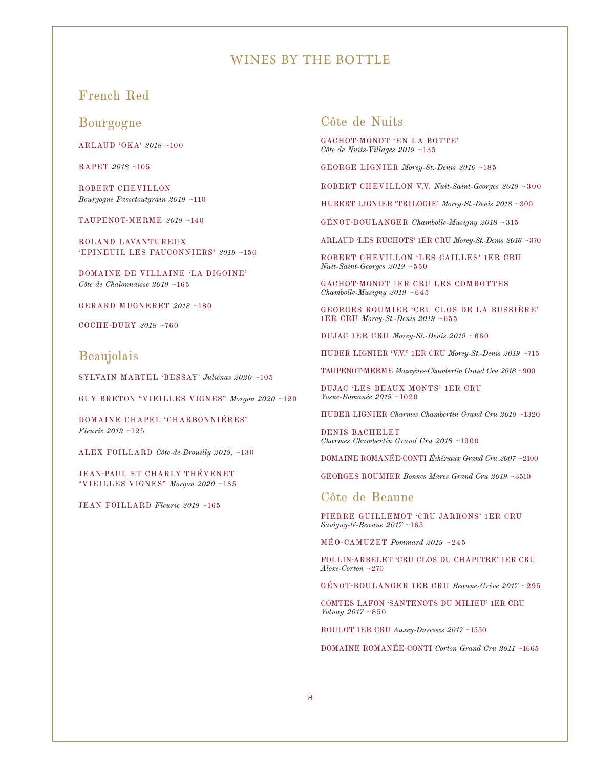# WINES BY THE BOTTLE

## French Red

### Bourgogne

ARLAUD 'OKA' *2018* ~100

RAPET *2018* ~105

ROBERT CHEVILLON
*Bourgogne Passetoutgrain 2019* ~110

TAUPENOT-MERME *2019* ~140

ROLAND LAVANTUREUX
'EPINEUIL LES FAUCONNIERS' *2019* ~150

DOMAINE DE VILLAINE 'LA DIGOINE'
*Côte de Chalonnaisse 2019* ~165

GERARD MUGNERET *2018* ~180

COCHE-DURY *2018* ~760

### Beaujolais

SYLVAIN MARTEL 'BESSAY' *Juliénas 2020* ~105

GUY BRETON "VIEILLES VIGNES" *Morgon 2020* ~120

DOMAINE CHAPEL 'CHARBONNIÉRES'
*Fleurie 2019* ~125

ALEX FOILLARD *Côte-de-Brouilly 2019*, ~130

JEAN-PAUL ET CHARLY THÉVENET
"VIEILLES VIGNES" *Morgon 2020* ~135

JEAN FOILLARD *Fleurie 2019* ~165

### Côte de Nuits

GACHOT-MONOT 'EN LA BOTTE'
*Côte de Nuits-Villages 2019* ~135

GEORGE LIGNIER *Morey-St.-Denis 2016* ~185

ROBERT CHEVILLON V.V. *Nuit-Saint-Georges 2019* ~300

HUBERT LIGNIER 'TRILOGIE' *Morey-St.-Denis 2018* ~300

GÉNOT-BOULANGER *Chambolle-Musigny 2018* ~315

ARLAUD 'LES RUCHOTS' 1ER CRU *Morey-St.-Denis 2016* ~370

ROBERT CHEVILLON 'LES CAILLES' 1ER CRU
*Nuit-Saint-Georges 2019* ~550

GACHOT-MONOT 1ER CRU LES COMBOTTES
*Chambolle-Musigny 2019* ~645

GEORGES ROUMIER 'CRU CLOS DE LA BUSSIÈRE'
1ER CRU *Morey-St.-Denis 2019* ~655

DUJAC 1ER CRU *Morey-St.-Denis 2019* ~660

HUBER LIGNIER 'V.V.' 1ER CRU *Morey-St.-Denis 2019* ~715

TAUPENOT-MERME *Mazoyères-Chambertin Grand Cru 2018* ~900

DUJAC 'LES BEAUX MONTS' 1ER CRU
*Vosne-Romanée 2019* ~1020

HUBER LIGNIER *Charmes Chambertin Grand Cru 2019* ~1320

DENIS BACHELET
*Charmes Chambertin Grand Cru 2018* ~1900

DOMAINE ROMANÉE-CONTI *Échézeaux Grand Cru 2007* ~2100

GEORGES ROUMIER *Bonnes Mares Grand Cru 2019* ~3510

### Côte de Beaune

PIERRE GUILLEMOT 'CRU JARRONS' 1ER CRU
*Savigny-lé-Beaune 2017* ~165

MÉO-CAMUZET *Pommard 2019* ~245

FOLLIN-ARBELET 'CRU CLOS DU CHAPITRE' 1ER CRU
*Aloxe-Corton* ~270

GÉNOT-BOULANGER 1ER CRU *Beaune-Grève 2017* ~295

COMTES LAFON 'SANTENOTS DU MILIEU' 1ER CRU
*Volnay 2017* ~850

ROULOT 1ER CRU *Auxey-Duresses 2017* ~1550

DOMAINE ROMANÉE-CONTI *Corton Grand Cru 2011* ~1665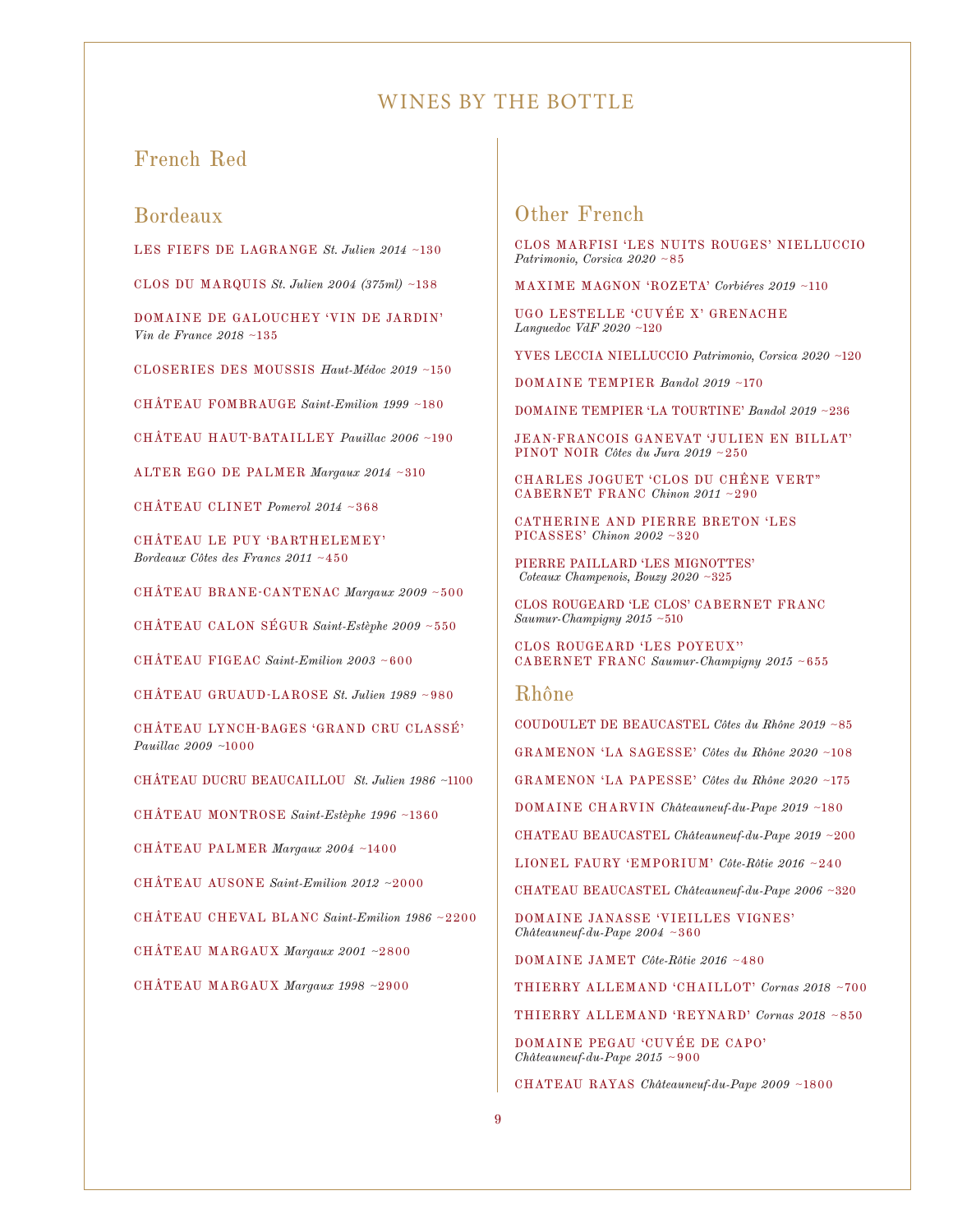# WINES BY THE BOTTLE

## French Red

### Bordeaux

LES FIEFS DE LAGRANGE *St. Julien 2014* ~130

CLOS DU MARQUIS *St. Julien 2004 (375ml)* ~138

DOMAINE DE GALOUCHEY 'VIN DE JARDIN'
*Vin de France 2018* ~135

CLOSERIES DES MOUSSIS *Haut-Médoc 2019* ~150

CHÂTEAU FOMBRAUGE *Saint-Emilion 1999* ~180

CHÂTEAU HAUT-BATAILLEY *Pauillac 2006* ~190

ALTER EGO DE PALMER *Margaux 2014* ~310

CHÂTEAU CLINET *Pomerol 2014* ~368

CHÂTEAU LE PUY 'BARTHELEMEY'
*Bordeaux Côtes des Francs 2011* ~450

CHÂTEAU BRANE-CANTENAC *Margaux 2009* ~500

CHÂTEAU CALON SÉGUR *Saint-Estèphe 2009* ~550

CHÂTEAU FIGEAC *Saint-Emilion 2003* ~600

CHÂTEAU GRUAUD-LAROSE *St. Julien 1989* ~980

CHÂTEAU LYNCH-BAGES 'GRAND CRU CLASSÉ'
*Pauillac 2009* ~1000

CHÂTEAU DUCRU BEAUCAILLOU *St. Julien 1986* ~1100

CHÂTEAU MONTROSE *Saint-Estèphe 1996* ~1360

CHÂTEAU PALMER *Margaux 2004* ~1400

CHÂTEAU AUSONE *Saint-Emilion 2012* ~2000

CHÂTEAU CHEVAL BLANC *Saint-Emilion 1986* ~2200

CHÂTEAU MARGAUX *Margaux 2001* ~2800

CHÂTEAU MARGAUX *Margaux 1998* ~2900

### Other French

CLOS MARFISI 'LES NUITS ROUGES' NIELLUCCIO
*Patrimonio, Corsica 2020* ~85

MAXIME MAGNON 'ROZETA' *Corbiéres 2019* ~110

UGO LESTELLE 'CUVÉE X' GRENACHE
*Languedoc VdF 2020* ~120

YVES LECCIA NIELLUCCIO *Patrimonio, Corsica 2020* ~120

DOMAINE TEMPIER *Bandol 2019* ~170

DOMAINE TEMPIER 'LA TOURTINE' *Bandol 2019* ~236

JEAN-FRANCOIS GANEVAT 'JULIEN EN BILLAT'
PINOT NOIR *Côtes du Jura 2019* ~250

CHARLES JOGUET 'CLOS DU CHÊNE VERT"
CABERNET FRANC *Chinon 2011* ~290

CATHERINE AND PIERRE BRETON 'LES
PICASSES' *Chinon 2002* ~320

PIERRE PAILLARD 'LES MIGNOTTES'
*Coteaux Champenois, Bouzy 2020* ~325

CLOS ROUGEARD 'LE CLOS' CABERNET FRANC
*Saumur-Champigny 2015* ~510

CLOS ROUGEARD 'LES POYEUX''
CABERNET FRANC *Saumur-Champigny 2015* ~655

### Rhône

COUDOULET DE BEAUCASTEL *Côtes du Rhône 2019* ~85

GRAMENON 'LA SAGESSE' *Côtes du Rhône 2020* ~108

GRAMENON 'LA PAPESSE' *Côtes du Rhône 2020* ~175

DOMAINE CHARVIN *Châteauneuf-du-Pape 2019* ~180

CHATEAU BEAUCASTEL *Châteauneuf-du-Pape 2019* ~200

LIONEL FAURY 'EMPORIUM' *Côte-Rôtie 2016* ~240

CHATEAU BEAUCASTEL *Châteauneuf-du-Pape 2006* ~320

DOMAINE JANASSE 'VIEILLES VIGNES'
*Châteauneuf-du-Pape 2004* ~360

DOMAINE JAMET *Côte-Rôtie 2016* ~480

THIERRY ALLEMAND 'CHAILLOT' *Cornas 2018* ~700

THIERRY ALLEMAND 'REYNARD' *Cornas 2018* ~850

DOMAINE PEGAU 'CUVÉE DE CAPO'
*Châteauneuf-du-Pape 2015* ~900

CHATEAU RAYAS *Châteauneuf-du-Pape 2009* ~1800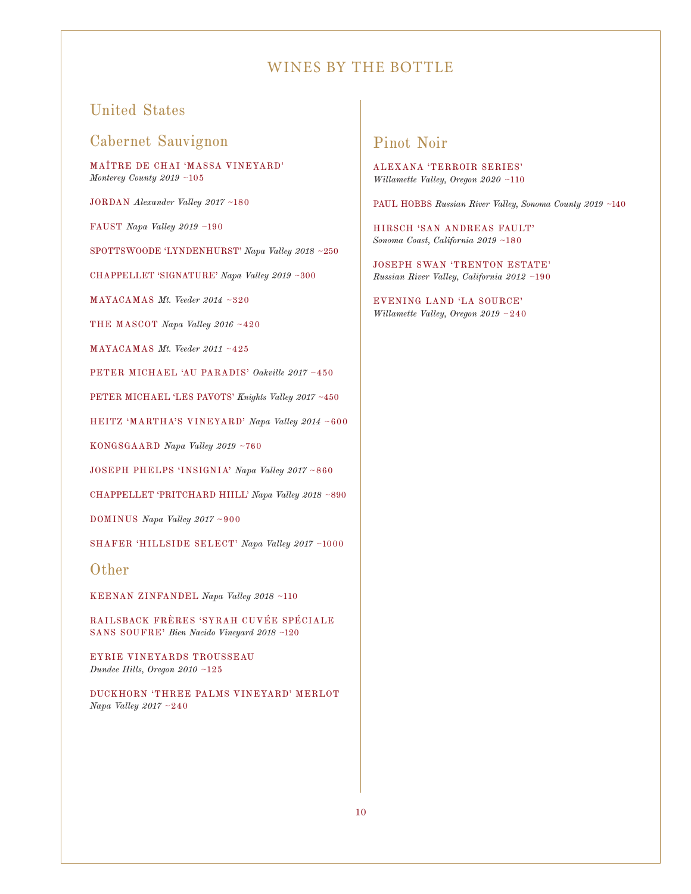# WINES BY THE BOTTLE

## United States

### Cabernet Sauvignon

MAÎTRE DE CHAI 'MASSA VINEYARD'
*Monterey County 2019* ~105

JORDAN *Alexander Valley 2017* ~180

FAUST *Napa Valley 2019* ~190

SPOTTSWOODE 'LYNDENHURST' *Napa Valley 2018* ~250

CHAPPELLET 'SIGNATURE' *Napa Valley 2019* ~300

MAYACAMAS *Mt. Veeder 2014* ~320

THE MASCOT *Napa Valley 2016* ~420

MAYACAMAS *Mt. Veeder 2011* ~425

PETER MICHAEL 'AU PARADIS' *Oakville 2017* ~450

PETER MICHAEL 'LES PAVOTS' *Knights Valley 2017* ~450

HEITZ 'MARTHA'S VINEYARD' *Napa Valley 2014* ~600

KONGSGAARD *Napa Valley 2019* ~760

JOSEPH PHELPS 'INSIGNIA' *Napa Valley 2017* ~860

CHAPPELLET 'PRITCHARD HIILL' *Napa Valley 2018* ~890

DOMINUS *Napa Valley 2017* ~900

SHAFER 'HILLSIDE SELECT' *Napa Valley 2017* ~1000

### Other

KEENAN ZINFANDEL *Napa Valley 2018* ~110

RAILSBACK FRÈRES 'SYRAH CUVÉE SPÉCIALE SANS SOUFRE' *Bien Nacido Vineyard 2018* ~120

EYRIE VINEYARDS TROUSSEAU
*Dundee Hills, Oregon 2010* ~125

DUCKHORN 'THREE PALMS VINEYARD' MERLOT
*Napa Valley 2017* ~240

### Pinot Noir

ALEXANA 'TERROIR SERIES'
*Willamette Valley, Oregon 2020* ~110

PAUL HOBBS *Russian River Valley, Sonoma County 2019* ~140

HIRSCH 'SAN ANDREAS FAULT'
*Sonoma Coast, California 2019* ~180

JOSEPH SWAN 'TRENTON ESTATE'
*Russian River Valley, California 2012* ~190

EVENING LAND 'LA SOURCE'
*Willamette Valley, Oregon 2019* ~240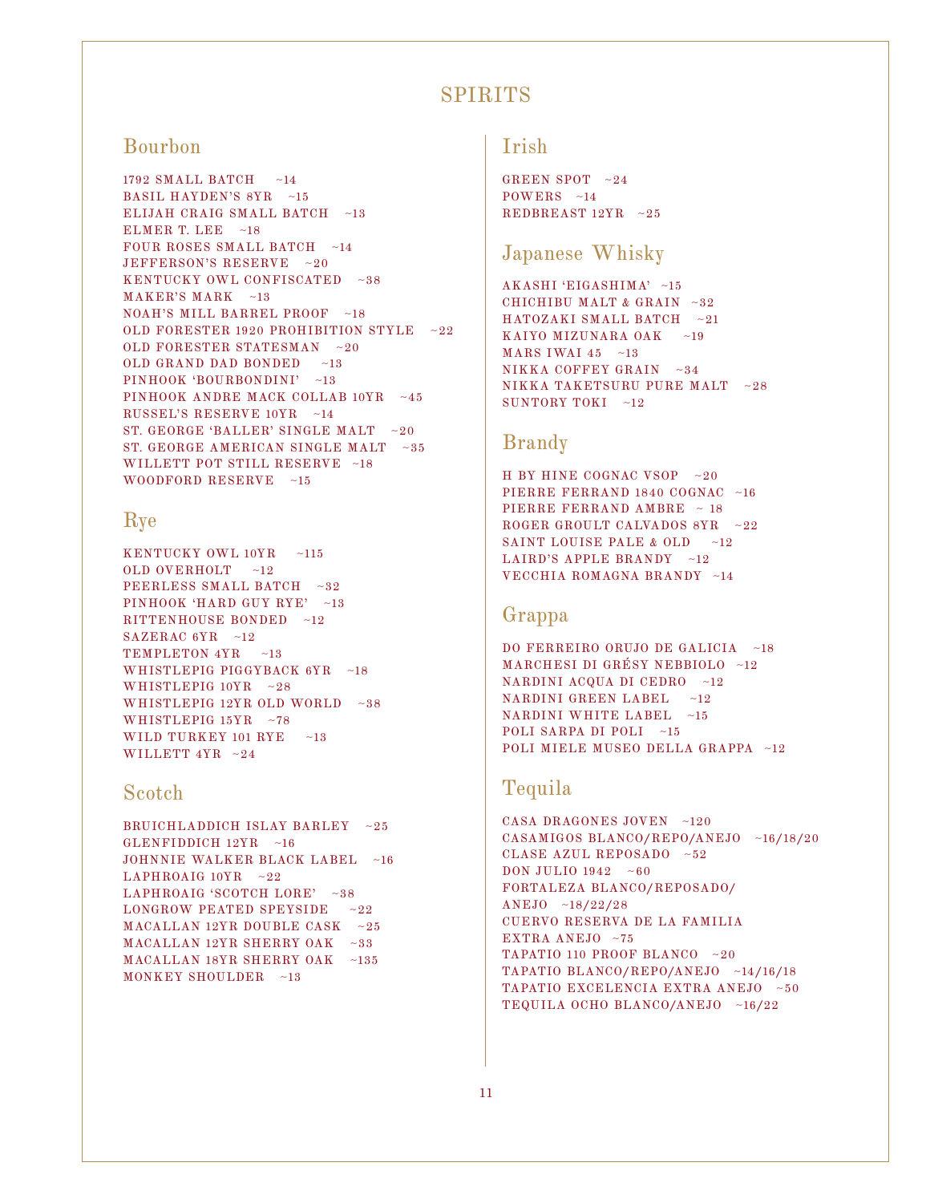# SPIRITS

## Bourbon

1792 SMALL BATCH ~14
BASIL HAYDEN'S 8YR ~15
ELIJAH CRAIG SMALL BATCH ~13
ELMER T. LEE ~18
FOUR ROSES SMALL BATCH ~14
JEFFERSON'S RESERVE ~20
KENTUCKY OWL CONFISCATED ~38
MAKER'S MARK ~13
NOAH'S MILL BARREL PROOF ~18
OLD FORESTER 1920 PROHIBITION STYLE ~22
OLD FORESTER STATESMAN ~20
OLD GRAND DAD BONDED ~13
PINHOOK 'BOURBONDINI' ~13
PINHOOK ANDRE MACK COLLAB 10YR ~45
RUSSEL'S RESERVE 10YR ~14
ST. GEORGE 'BALLER' SINGLE MALT ~20
ST. GEORGE AMERICAN SINGLE MALT ~35
WILLETT POT STILL RESERVE ~18
WOODFORD RESERVE ~15

## Rye

KENTUCKY OWL 10YR ~115
OLD OVERHOLT ~12
PEERLESS SMALL BATCH ~32
PINHOOK 'HARD GUY RYE' ~13
RITTENHOUSE BONDED ~12
SAZERAC 6YR ~12
TEMPLETON 4YR ~13
WHISTLEPIG PIGGYBACK 6YR ~18
WHISTLEPIG 10YR ~28
WHISTLEPIG 12YR OLD WORLD ~38
WHISTLEPIG 15YR ~78
WILD TURKEY 101 RYE ~13
WILLETT 4YR ~24

## Scotch

BRUICHLADDICH ISLAY BARLEY ~25
GLENFIDDICH 12YR ~16
JOHNNIE WALKER BLACK LABEL ~16
LAPHROAIG 10YR ~22
LAPHROAIG 'SCOTCH LORE' ~38
LONGROW PEATED SPEYSIDE ~22
MACALLAN 12YR DOUBLE CASK ~25
MACALLAN 12YR SHERRY OAK ~33
MACALLAN 18YR SHERRY OAK ~135
MONKEY SHOULDER ~13

## Irish

GREEN SPOT ~24
POWERS ~14
REDBREAST 12YR ~25

## Japanese Whisky

AKASHI 'EIGASHIMA' ~15
CHICHIBU MALT & GRAIN ~32
HATOZAKI SMALL BATCH ~21
KAIYO MIZUNARA OAK ~19
MARS IWAI 45 ~13
NIKKA COFFEY GRAIN ~34
NIKKA TAKETSURU PURE MALT ~28
SUNTORY TOKI ~12

## Brandy

H BY HINE COGNAC VSOP ~20
PIERRE FERRAND 1840 COGNAC ~16
PIERRE FERRAND AMBRE ~ 18
ROGER GROULT CALVADOS 8YR ~22
SAINT LOUISE PALE & OLD ~12
LAIRD'S APPLE BRANDY ~12
VECCHIA ROMAGNA BRANDY ~14

## Grappa

DO FERREIRO ORUJO DE GALICIA ~18
MARCHESI DI GRÉSY NEBBIOLO ~12
NARDINI ACQUA DI CEDRO ~12
NARDINI GREEN LABEL ~12
NARDINI WHITE LABEL ~15
POLI SARPA DI POLI ~15
POLI MIELE MUSEO DELLA GRAPPA ~12

## Tequila

CASA DRAGONES JOVEN ~120
CASAMIGOS BLANCO/REPO/ANEJO ~16/18/20
CLASE AZUL REPOSADO ~52
DON JULIO 1942 ~60
FORTALEZA BLANCO/REPOSADO/ANEJO ~18/22/28
CUERVO RESERVA DE LA FAMILIA EXTRA ANEJO ~75
TAPATIO 110 PROOF BLANCO ~20
TAPATIO BLANCO/REPO/ANEJO ~14/16/18
TAPATIO EXCELENCIA EXTRA ANEJO ~50
TEQUILA OCHO BLANCO/ANEJO ~16/22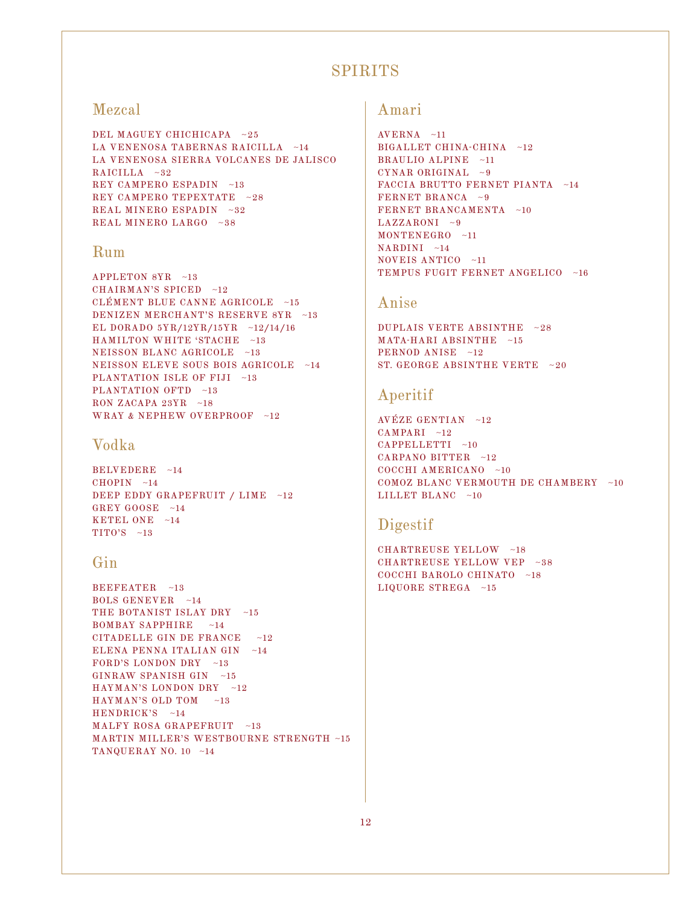# SPIRITS

## Mezcal

DEL MAGUEY CHICHICAPA ~25
LA VENENOSA TABERNAS RAICILLA ~14
LA VENENOSA SIERRA VOLCANES DE JALISCO RAICILLA ~32
REY CAMPERO ESPADIN ~13
REY CAMPERO TEPEXTATE ~28
REAL MINERO ESPADIN ~32
REAL MINERO LARGO ~38

## Rum

APPLETON 8YR ~13
CHAIRMAN'S SPICED ~12
CLÉMENT BLUE CANNE AGRICOLE ~15
DENIZEN MERCHANT'S RESERVE 8YR ~13
EL DORADO 5YR/12YR/15YR ~12/14/16
HAMILTON WHITE 'STACHE ~13
NEISSON BLANC AGRICOLE ~13
NEISSON ELEVE SOUS BOIS AGRICOLE ~14
PLANTATION ISLE OF FIJI ~13
PLANTATION OFTD ~13
RON ZACAPA 23YR ~18
WRAY & NEPHEW OVERPROOF ~12

## Vodka

BELVEDERE ~14
CHOPIN ~14
DEEP EDDY GRAPEFRUIT / LIME ~12
GREY GOOSE ~14
KETEL ONE ~14
TITO'S ~13

## Gin

BEEFEATER ~13
BOLS GENEVER ~14
THE BOTANIST ISLAY DRY ~15
BOMBAY SAPPHIRE ~14
CITADELLE GIN DE FRANCE ~12
ELENA PENNA ITALIAN GIN ~14
FORD'S LONDON DRY ~13
GINRAW SPANISH GIN ~15
HAYMAN'S LONDON DRY ~12
HAYMAN'S OLD TOM ~13
HENDRICK'S ~14
MALFY ROSA GRAPEFRUIT ~13
MARTIN MILLER'S WESTBOURNE STRENGTH ~15
TANQUERAY NO. 10 ~14

## Amari

AVERNA ~11
BIGALLET CHINA-CHINA ~12
BRAULIO ALPINE ~11
CYNAR ORIGINAL ~9
FACCIA BRUTTO FERNET PIANTA ~14
FERNET BRANCA ~9
FERNET BRANCAMENTA ~10
LAZZARONI ~9
MONTENEGRO ~11
NARDINI ~14
NOVEIS ANTICO ~11
TEMPUS FUGIT FERNET ANGELICO ~16

## Anise

DUPLAIS VERTE ABSINTHE ~28
MATA-HARI ABSINTHE ~15
PERNOD ANISE ~12
ST. GEORGE ABSINTHE VERTE ~20

## Aperitif

AVÉZE GENTIAN ~12
CAMPARI ~12
CAPPELLETTI ~10
CARPANO BITTER ~12
COCCHI AMERICANO ~10
COMOZ BLANC VERMOUTH DE CHAMBERY ~10
LILLET BLANC ~10

## Digestif

CHARTREUSE YELLOW ~18
CHARTREUSE YELLOW VEP ~38
COCCHI BAROLO CHINATO ~18
LIQUORE STREGA ~15